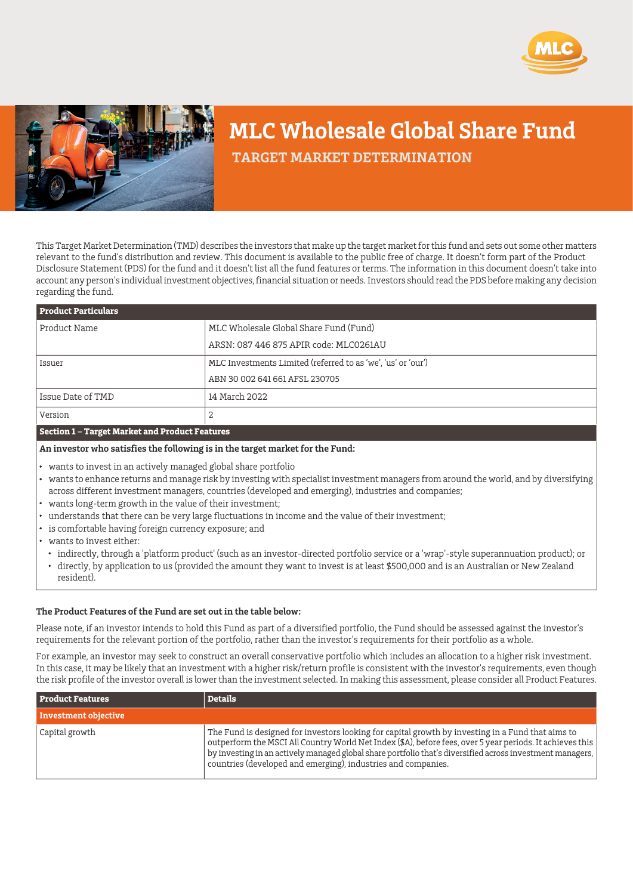# MLC Wholesale Global Share Fund

## TARGET MARKET DETERMINATION

This Target Market Determination (TMD) describes the investors that make up the target market for this fund and sets out some other matters relevant to the fund's distribution and review. This document is available to the public free of charge. It doesn't form part of the Product Disclosure Statement (PDS) for the fund and it doesn't list all the fund features or terms. The information in this document doesn't take into account any person's individual investment objectives, financial situation or needs. Investors should read the PDS before making any decision regarding the fund.

| Product Particulars | |
|---|---|
| Product Name | MLC Wholesale Global Share Fund (Fund)<br>ARSN: 087 446 875 APIR code: MLC0261AU |
| Issuer | MLC Investments Limited (referred to as 'we', 'us' or 'our')<br>ABN 30 002 641 661 AFSL 230705 |
| Issue Date of TMD | 14 March 2022 |
| Version | 2 |

### Section 1 – Target Market and Product Features

**An investor who satisfies the following is in the target market for the Fund:**

- wants to invest in an actively managed global share portfolio
- wants to enhance returns and manage risk by investing with specialist investment managers from around the world, and by diversifying across different investment managers, countries (developed and emerging), industries and companies;
- wants long-term growth in the value of their investment;
- understands that there can be very large fluctuations in income and the value of their investment;
- is comfortable having foreign currency exposure; and
- wants to invest either:
  - indirectly, through a 'platform product' (such as an investor-directed portfolio service or a 'wrap'-style superannuation product); or
  - directly, by application to us (provided the amount they want to invest is at least $500,000 and is an Australian or New Zealand resident).

**The Product Features of the Fund are set out in the table below:**

Please note, if an investor intends to hold this Fund as part of a diversified portfolio, the Fund should be assessed against the investor's requirements for the relevant portion of the portfolio, rather than the investor's requirements for their portfolio as a whole.

For example, an investor may seek to construct an overall conservative portfolio which includes an allocation to a higher risk investment. In this case, it may be likely that an investment with a higher risk/return profile is consistent with the investor's requirements, even though the risk profile of the investor overall is lower than the investment selected. In making this assessment, please consider all Product Features.

| Product Features | Details |
|---|---|
| **Investment objective** | |
| Capital growth | The Fund is designed for investors looking for capital growth by investing in a Fund that aims to outperform the MSCI All Country World Net Index ($A), before fees, over 5 year periods. It achieves this by investing in an actively managed global share portfolio that's diversified across investment managers, countries (developed and emerging), industries and companies. |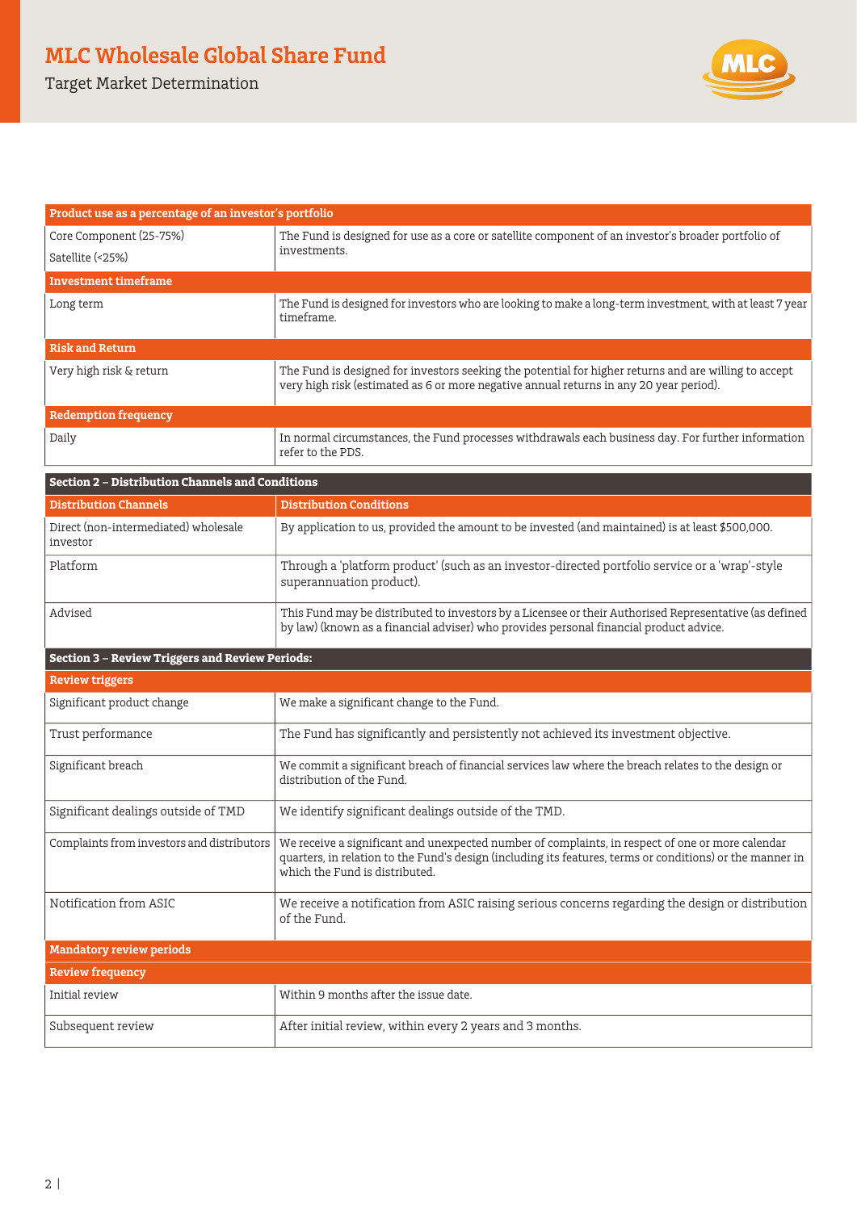| Product use as a percentage of an investor's portfolio | |
|---|---|
| Core Component (25-75%)<br>Satellite (<25%) | The Fund is designed for use as a core or satellite component of an investor's broader portfolio of investments. |
| **Investment timeframe** | |
| Long term | The Fund is designed for investors who are looking to make a long-term investment, with at least 7 year timeframe. |
| **Risk and Return** | |
| Very high risk & return | The Fund is designed for investors seeking the potential for higher returns and are willing to accept very high risk (estimated as 6 or more negative annual returns in any 20 year period). |
| **Redemption frequency** | |
| Daily | In normal circumstances, the Fund processes withdrawals each business day. For further information refer to the PDS. |

## Section 2 – Distribution Channels and Conditions

| Distribution Channels | Distribution Conditions |
|---|---|
| Direct (non-intermediated) wholesale investor | By application to us, provided the amount to be invested (and maintained) is at least $500,000. |
| Platform | Through a 'platform product' (such as an investor-directed portfolio service or a 'wrap'-style superannuation product). |
| Advised | This Fund may be distributed to investors by a Licensee or their Authorised Representative (as defined by law) (known as a financial adviser) who provides personal financial product advice. |

## Section 3 – Review Triggers and Review Periods:

| Review triggers | |
|---|---|
| Significant product change | We make a significant change to the Fund. |
| Trust performance | The Fund has significantly and persistently not achieved its investment objective. |
| Significant breach | We commit a significant breach of financial services law where the breach relates to the design or distribution of the Fund. |
| Significant dealings outside of TMD | We identify significant dealings outside of the TMD. |
| Complaints from investors and distributors | We receive a significant and unexpected number of complaints, in respect of one or more calendar quarters, in relation to the Fund's design (including its features, terms or conditions) or the manner in which the Fund is distributed. |
| Notification from ASIC | We receive a notification from ASIC raising serious concerns regarding the design or distribution of the Fund. |

| Mandatory review periods | |
|---|---|
| **Review frequency** | |
| Initial review | Within 9 months after the issue date. |
| Subsequent review | After initial review, within every 2 years and 3 months. |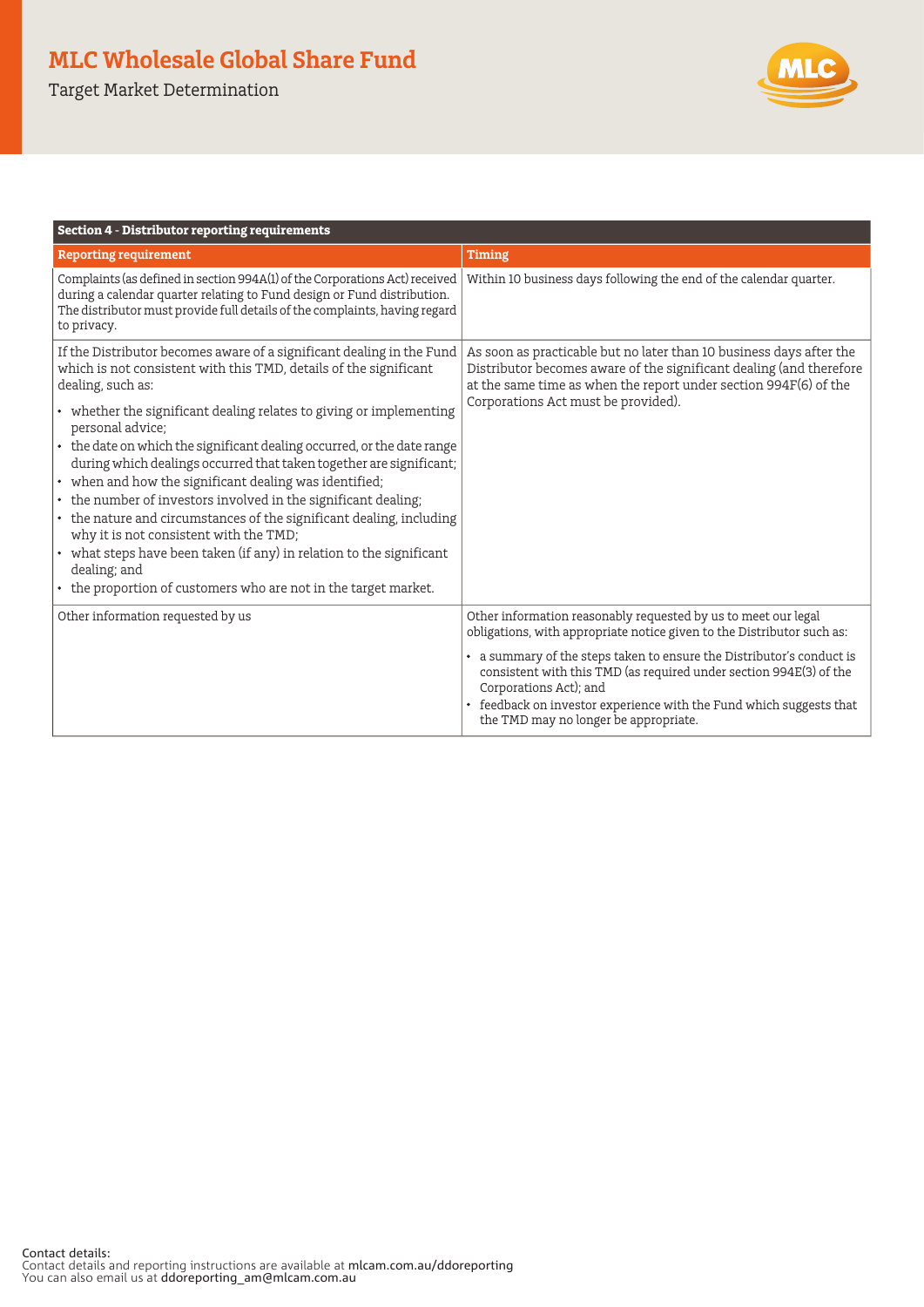| Section 4 - Distributor reporting requirements | |
|---|---|
| **Reporting requirement** | **Timing** |
| Complaints (as defined in section 994A(1) of the Corporations Act) received during a calendar quarter relating to Fund design or Fund distribution. The distributor must provide full details of the complaints, having regard to privacy. | Within 10 business days following the end of the calendar quarter. |
| If the Distributor becomes aware of a significant dealing in the Fund which is not consistent with this TMD, details of the significant dealing, such as:<br>• whether the significant dealing relates to giving or implementing personal advice;<br>• the date on which the significant dealing occurred, or the date range during which dealings occurred that taken together are significant;<br>• when and how the significant dealing was identified;<br>• the number of investors involved in the significant dealing;<br>• the nature and circumstances of the significant dealing, including why it is not consistent with the TMD;<br>• what steps have been taken (if any) in relation to the significant dealing; and<br>• the proportion of customers who are not in the target market. | As soon as practicable but no later than 10 business days after the Distributor becomes aware of the significant dealing (and therefore at the same time as when the report under section 994F(6) of the Corporations Act must be provided). |
| Other information requested by us | Other information reasonably requested by us to meet our legal obligations, with appropriate notice given to the Distributor such as:<br>• a summary of the steps taken to ensure the Distributor's conduct is consistent with this TMD (as required under section 994E(3) of the Corporations Act); and<br>• feedback on investor experience with the Fund which suggests that the TMD may no longer be appropriate. |

Contact details:
Contact details and reporting instructions are available at mlcam.com.au/ddoreporting
You can also email us at ddoreporting_am@mlcam.com.au